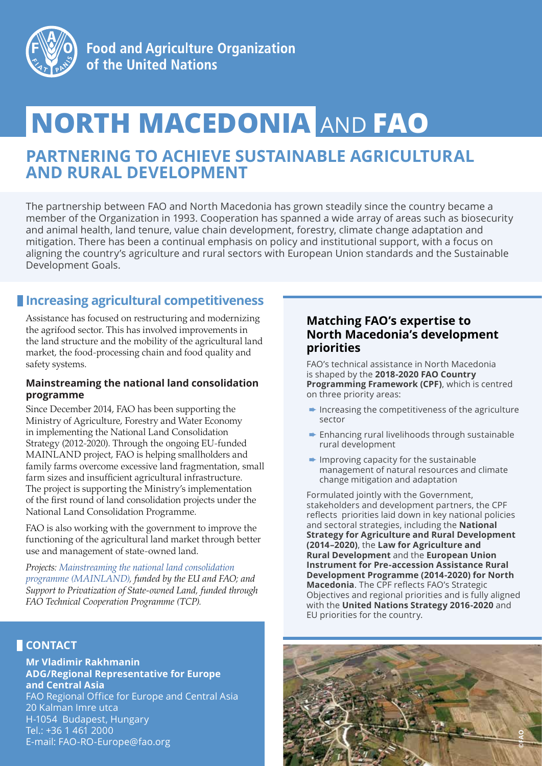Food and Agriculture Organization of the United Nations

# NORTH MACEDONIA AND FAO

## PARTNERING TO ACHIEVE SUSTAINABLE AGRICULTURAL AND RURAL DEVELOPMENT

The partnership between FAO and North Macedonia has grown steadily since the country became a member of the Organization in 1993. Cooperation has spanned a wide array of areas such as biosecurity and animal health, land tenure, value chain development, forestry, climate change adaptation and mitigation. There has been a continual emphasis on policy and institutional support, with a focus on aligning the country's agriculture and rural sectors with European Union standards and the Sustainable Development Goals.

## Increasing agricultural competitiveness

Assistance has focused on restructuring and modernizing the agrifood sector. This has involved improvements in the land structure and the mobility of the agricultural land market, the food-processing chain and food quality and safety systems.

### Mainstreaming the national land consolidation programme

Since December 2014, FAO has been supporting the Ministry of Agriculture, Forestry and Water Economy in implementing the National Land Consolidation Strategy (2012-2020). Through the ongoing EU-funded MAINLAND project, FAO is helping smallholders and family farms overcome excessive land fragmentation, small farm sizes and insufficient agricultural infrastructure. The project is supporting the Ministry's implementation of the first round of land consolidation projects under the National Land Consolidation Programme.

FAO is also working with the government to improve the functioning of the agricultural land market through better use and management of state-owned land.

*Projects: Mainstreaming the national land consolidation programme (MAINLAND), funded by the EU and FAO; and Support to Privatization of State-owned Land, funded through FAO Technical Cooperation Programme (TCP).*

### Matching FAO's expertise to North Macedonia's development priorities

FAO's technical assistance in North Macedonia is shaped by the **2018-2020 FAO Country Programming Framework (CPF)**, which is centred on three priority areas:

- Increasing the competitiveness of the agriculture sector
- Enhancing rural livelihoods through sustainable rural development
- Improving capacity for the sustainable management of natural resources and climate change mitigation and adaptation

Formulated jointly with the Government, stakeholders and development partners, the CPF reflects priorities laid down in key national policies and sectoral strategies, including the **National Strategy for Agriculture and Rural Development (2014–2020)**, the **Law for Agriculture and Rural Development** and the **European Union Instrument for Pre-accession Assistance Rural Development Programme (2014-2020) for North Macedonia**. The CPF reflects FAO's Strategic Objectives and regional priorities and is fully aligned with the **United Nations Strategy 2016-2020** and EU priorities for the country.

©FAO

## CONTACT

**Mr Vladimir Rakhmanin**
**ADG/Regional Representative for Europe and Central Asia**
FAO Regional Office for Europe and Central Asia
20 Kalman Imre utca
H-1054 Budapest, Hungary
Tel.: +36 1 461 2000
E-mail: FAO-RO-Europe@fao.org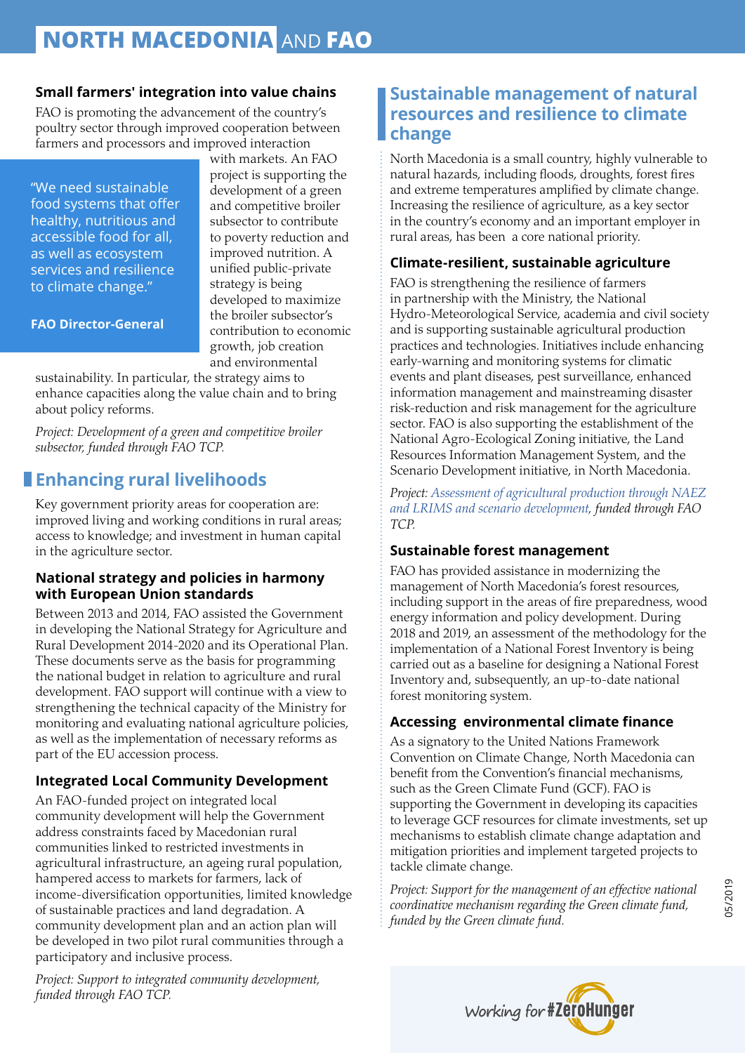# NORTH MACEDONIA AND FAO

### Small farmers' integration into value chains

FAO is promoting the advancement of the country's poultry sector through improved cooperation between farmers and processors and improved interaction with markets. An FAO project is supporting the development of a green and competitive broiler subsector to contribute to poverty reduction and improved nutrition. A unified public-private strategy is being developed to maximize the broiler subsector's contribution to economic growth, job creation and environmental sustainability. In particular, the strategy aims to enhance capacities along the value chain and to bring about policy reforms.

> "We need sustainable food systems that offer healthy, nutritious and accessible food for all, as well as ecosystem services and resilience to climate change."
>
> **FAO Director-General**

*Project: Development of a green and competitive broiler subsector, funded through FAO TCP.*

## Enhancing rural livelihoods

Key government priority areas for cooperation are: improved living and working conditions in rural areas; access to knowledge; and investment in human capital in the agriculture sector.

### National strategy and policies in harmony with European Union standards

Between 2013 and 2014, FAO assisted the Government in developing the National Strategy for Agriculture and Rural Development 2014-2020 and its Operational Plan. These documents serve as the basis for programming the national budget in relation to agriculture and rural development. FAO support will continue with a view to strengthening the technical capacity of the Ministry for monitoring and evaluating national agriculture policies, as well as the implementation of necessary reforms as part of the EU accession process.

### Integrated Local Community Development

An FAO-funded project on integrated local community development will help the Government address constraints faced by Macedonian rural communities linked to restricted investments in agricultural infrastructure, an ageing rural population, hampered access to markets for farmers, lack of income-diversification opportunities, limited knowledge of sustainable practices and land degradation. A community development plan and an action plan will be developed in two pilot rural communities through a participatory and inclusive process.

*Project: Support to integrated community development, funded through FAO TCP.*

## Sustainable management of natural resources and resilience to climate change

North Macedonia is a small country, highly vulnerable to natural hazards, including floods, droughts, forest fires and extreme temperatures amplified by climate change. Increasing the resilience of agriculture, as a key sector in the country's economy and an important employer in rural areas, has been a core national priority.

### Climate-resilient, sustainable agriculture

FAO is strengthening the resilience of farmers in partnership with the Ministry, the National Hydro-Meteorological Service, academia and civil society and is supporting sustainable agricultural production practices and technologies. Initiatives include enhancing early-warning and monitoring systems for climatic events and plant diseases, pest surveillance, enhanced information management and mainstreaming disaster risk-reduction and risk management for the agriculture sector. FAO is also supporting the establishment of the National Agro-Ecological Zoning initiative, the Land Resources Information Management System, and the Scenario Development initiative, in North Macedonia.

*Project: Assessment of agricultural production through NAEZ and LRIMS and scenario development, funded through FAO TCP.*

### Sustainable forest management

FAO has provided assistance in modernizing the management of North Macedonia's forest resources, including support in the areas of fire preparedness, wood energy information and policy development. During 2018 and 2019, an assessment of the methodology for the implementation of a National Forest Inventory is being carried out as a baseline for designing a National Forest Inventory and, subsequently, an up-to-date national forest monitoring system.

### Accessing environmental climate finance

As a signatory to the United Nations Framework Convention on Climate Change, North Macedonia can benefit from the Convention's financial mechanisms, such as the Green Climate Fund (GCF). FAO is supporting the Government in developing its capacities to leverage GCF resources for climate investments, set up mechanisms to establish climate change adaptation and mitigation priorities and implement targeted projects to tackle climate change.

*Project: Support for the management of an effective national coordinative mechanism regarding the Green climate fund, funded by the Green climate fund.*

05/2019

Working for #ZeroHunger